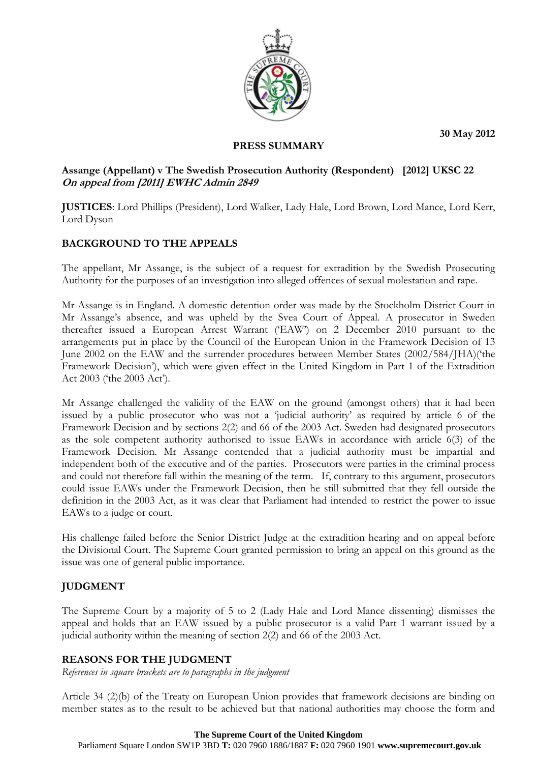30 May 2012

**PRESS SUMMARY**

**Assange (Appellant) v The Swedish Prosecution Authority (Respondent) [2012] UKSC 22**
***On appeal from [2011] EWHC Admin 2849***

**JUSTICES**: Lord Phillips (President), Lord Walker, Lady Hale, Lord Brown, Lord Mance, Lord Kerr, Lord Dyson

## BACKGROUND TO THE APPEALS

The appellant, Mr Assange, is the subject of a request for extradition by the Swedish Prosecuting Authority for the purposes of an investigation into alleged offences of sexual molestation and rape.

Mr Assange is in England. A domestic detention order was made by the Stockholm District Court in Mr Assange's absence, and was upheld by the Svea Court of Appeal. A prosecutor in Sweden thereafter issued a European Arrest Warrant ('EAW') on 2 December 2010 pursuant to the arrangements put in place by the Council of the European Union in the Framework Decision of 13 June 2002 on the EAW and the surrender procedures between Member States (2002/584/JHA)('the Framework Decision'), which were given effect in the United Kingdom in Part 1 of the Extradition Act 2003 ('the 2003 Act').

Mr Assange challenged the validity of the EAW on the ground (amongst others) that it had been issued by a public prosecutor who was not a 'judicial authority' as required by article 6 of the Framework Decision and by sections 2(2) and 66 of the 2003 Act. Sweden had designated prosecutors as the sole competent authority authorised to issue EAWs in accordance with article 6(3) of the Framework Decision. Mr Assange contended that a judicial authority must be impartial and independent both of the executive and of the parties. Prosecutors were parties in the criminal process and could not therefore fall within the meaning of the term. If, contrary to this argument, prosecutors could issue EAWs under the Framework Decision, then he still submitted that they fell outside the definition in the 2003 Act, as it was clear that Parliament had intended to restrict the power to issue EAWs to a judge or court.

His challenge failed before the Senior District Judge at the extradition hearing and on appeal before the Divisional Court. The Supreme Court granted permission to bring an appeal on this ground as the issue was one of general public importance.

## JUDGMENT

The Supreme Court by a majority of 5 to 2 (Lady Hale and Lord Mance dissenting) dismisses the appeal and holds that an EAW issued by a public prosecutor is a valid Part 1 warrant issued by a judicial authority within the meaning of section 2(2) and 66 of the 2003 Act.

## REASONS FOR THE JUDGMENT

*References in square brackets are to paragraphs in the judgment*

Article 34 (2)(b) of the Treaty on European Union provides that framework decisions are binding on member states as to the result to be achieved but that national authorities may choose the form and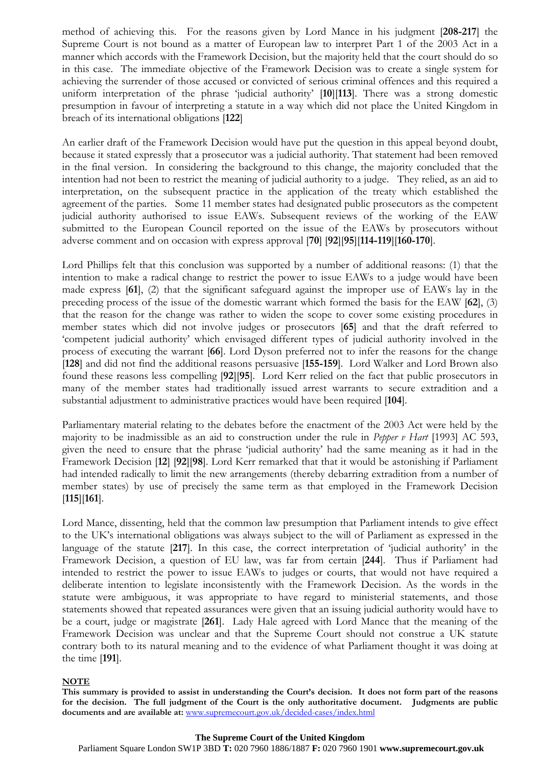method of achieving this. For the reasons given by Lord Mance in his judgment [**208-217**] the Supreme Court is not bound as a matter of European law to interpret Part 1 of the 2003 Act in a manner which accords with the Framework Decision, but the majority held that the court should do so in this case. The immediate objective of the Framework Decision was to create a single system for achieving the surrender of those accused or convicted of serious criminal offences and this required a uniform interpretation of the phrase 'judicial authority' [**10**][**113**]. There was a strong domestic presumption in favour of interpreting a statute in a way which did not place the United Kingdom in breach of its international obligations [**122**]

An earlier draft of the Framework Decision would have put the question in this appeal beyond doubt, because it stated expressly that a prosecutor was a judicial authority. That statement had been removed in the final version. In considering the background to this change, the majority concluded that the intention had not been to restrict the meaning of judicial authority to a judge. They relied, as an aid to interpretation, on the subsequent practice in the application of the treaty which established the agreement of the parties. Some 11 member states had designated public prosecutors as the competent judicial authority authorised to issue EAWs. Subsequent reviews of the working of the EAW submitted to the European Council reported on the issue of the EAWs by prosecutors without adverse comment and on occasion with express approval [**70**] [**92**][**95**][**114-119**][**160-170**].

Lord Phillips felt that this conclusion was supported by a number of additional reasons: (1) that the intention to make a radical change to restrict the power to issue EAWs to a judge would have been made express [**61**], (2) that the significant safeguard against the improper use of EAWs lay in the preceding process of the issue of the domestic warrant which formed the basis for the EAW [**62**], (3) that the reason for the change was rather to widen the scope to cover some existing procedures in member states which did not involve judges or prosecutors [**65**] and that the draft referred to 'competent judicial authority' which envisaged different types of judicial authority involved in the process of executing the warrant [**66**]. Lord Dyson preferred not to infer the reasons for the change [**128**] and did not find the additional reasons persuasive [**155-159**]. Lord Walker and Lord Brown also found these reasons less compelling [**92**][**95**]. Lord Kerr relied on the fact that public prosecutors in many of the member states had traditionally issued arrest warrants to secure extradition and a substantial adjustment to administrative practices would have been required [**104**].

Parliamentary material relating to the debates before the enactment of the 2003 Act were held by the majority to be inadmissible as an aid to construction under the rule in *Pepper v Hart* [1993] AC 593, given the need to ensure that the phrase 'judicial authority' had the same meaning as it had in the Framework Decision [**12**] [**92**][**98**]. Lord Kerr remarked that that it would be astonishing if Parliament had intended radically to limit the new arrangements (thereby debarring extradition from a number of member states) by use of precisely the same term as that employed in the Framework Decision [**115**][**161**].

Lord Mance, dissenting, held that the common law presumption that Parliament intends to give effect to the UK's international obligations was always subject to the will of Parliament as expressed in the language of the statute [**217**]. In this case, the correct interpretation of 'judicial authority' in the Framework Decision, a question of EU law, was far from certain [**244**]. Thus if Parliament had intended to restrict the power to issue EAWs to judges or courts, that would not have required a deliberate intention to legislate inconsistently with the Framework Decision. As the words in the statute were ambiguous, it was appropriate to have regard to ministerial statements, and those statements showed that repeated assurances were given that an issuing judicial authority would have to be a court, judge or magistrate [**261**]. Lady Hale agreed with Lord Mance that the meaning of the Framework Decision was unclear and that the Supreme Court should not construe a UK statute contrary both to its natural meaning and to the evidence of what Parliament thought it was doing at the time [**191**].

**NOTE**

**This summary is provided to assist in understanding the Court's decision. It does not form part of the reasons for the decision. The full judgment of the Court is the only authoritative document. Judgments are public documents and are available at:** www.supremecourt.gov.uk/decided-cases/index.html

**The Supreme Court of the United Kingdom**

Parliament Square London SW1P 3BD **T:** 020 7960 1886/1887 **F:** 020 7960 1901 **www.supremecourt.gov.uk**